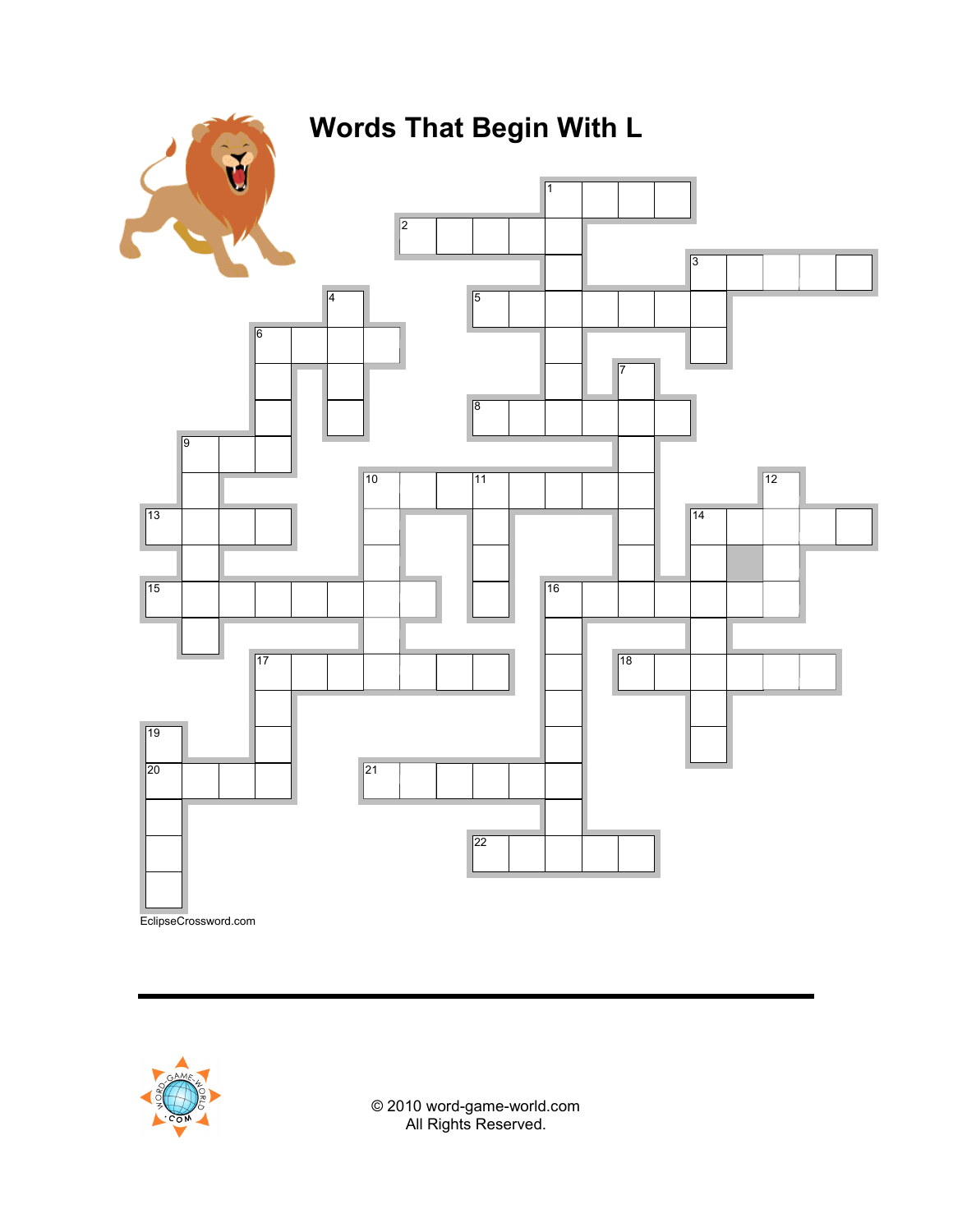# Words That Begin With L

EclipseCrossword.com

© 2010 word-game-world.com
All Rights Reserved.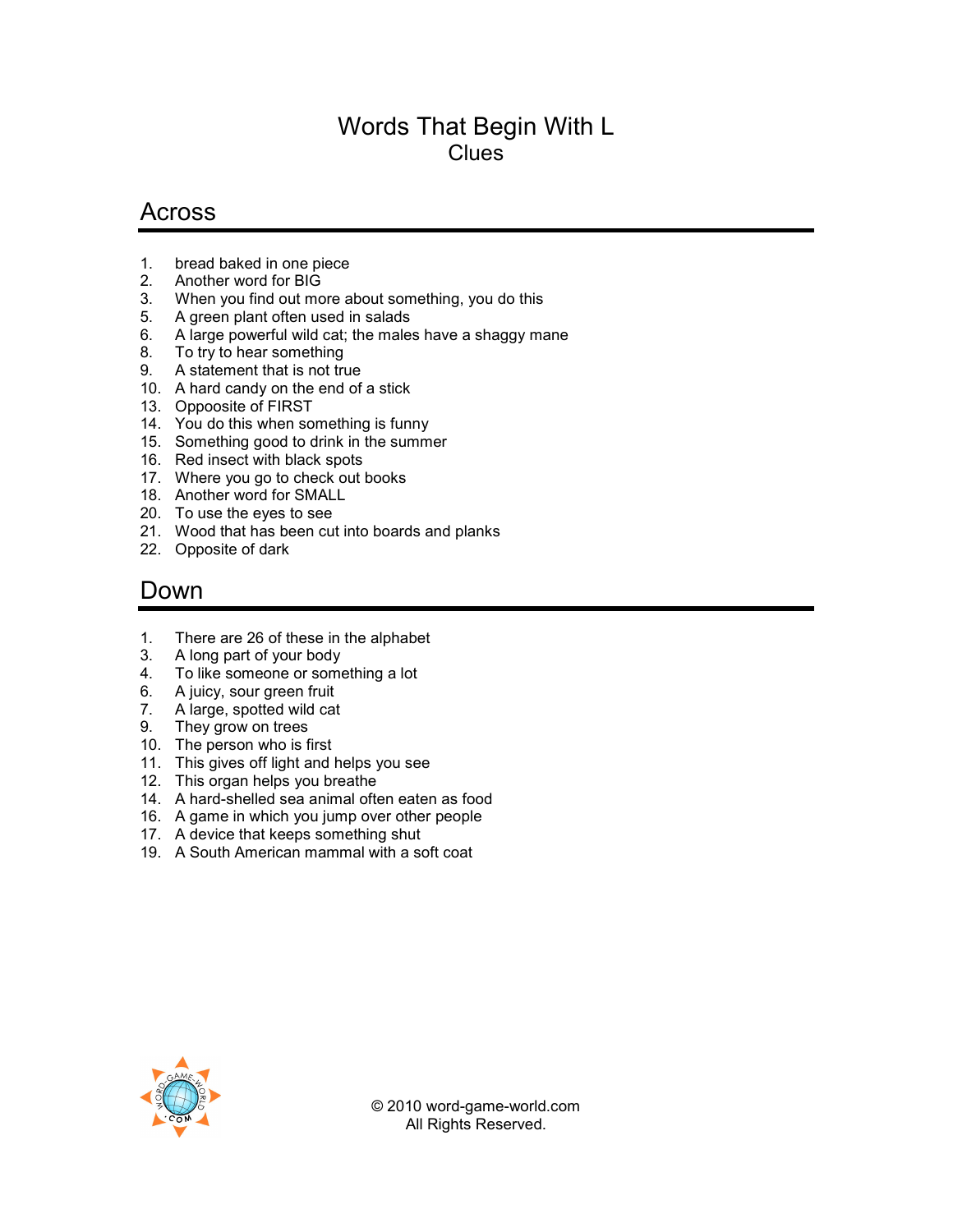# Words That Begin With L
## Clues

## Across

1. bread baked in one piece
2. Another word for BIG
3. When you find out more about something, you do this
5. A green plant often used in salads
6. A large powerful wild cat; the males have a shaggy mane
8. To try to hear something
9. A statement that is not true
10. A hard candy on the end of a stick
13. Oppoosite of FIRST
14. You do this when something is funny
15. Something good to drink in the summer
16. Red insect with black spots
17. Where you go to check out books
18. Another word for SMALL
20. To use the eyes to see
21. Wood that has been cut into boards and planks
22. Opposite of dark

## Down

1. There are 26 of these in the alphabet
3. A long part of your body
4. To like someone or something a lot
6. A juicy, sour green fruit
7. A large, spotted wild cat
9. They grow on trees
10. The person who is first
11. This gives off light and helps you see
12. This organ helps you breathe
14. A hard-shelled sea animal often eaten as food
16. A game in which you jump over other people
17. A device that keeps something shut
19. A South American mammal with a soft coat

© 2010 word-game-world.com
All Rights Reserved.